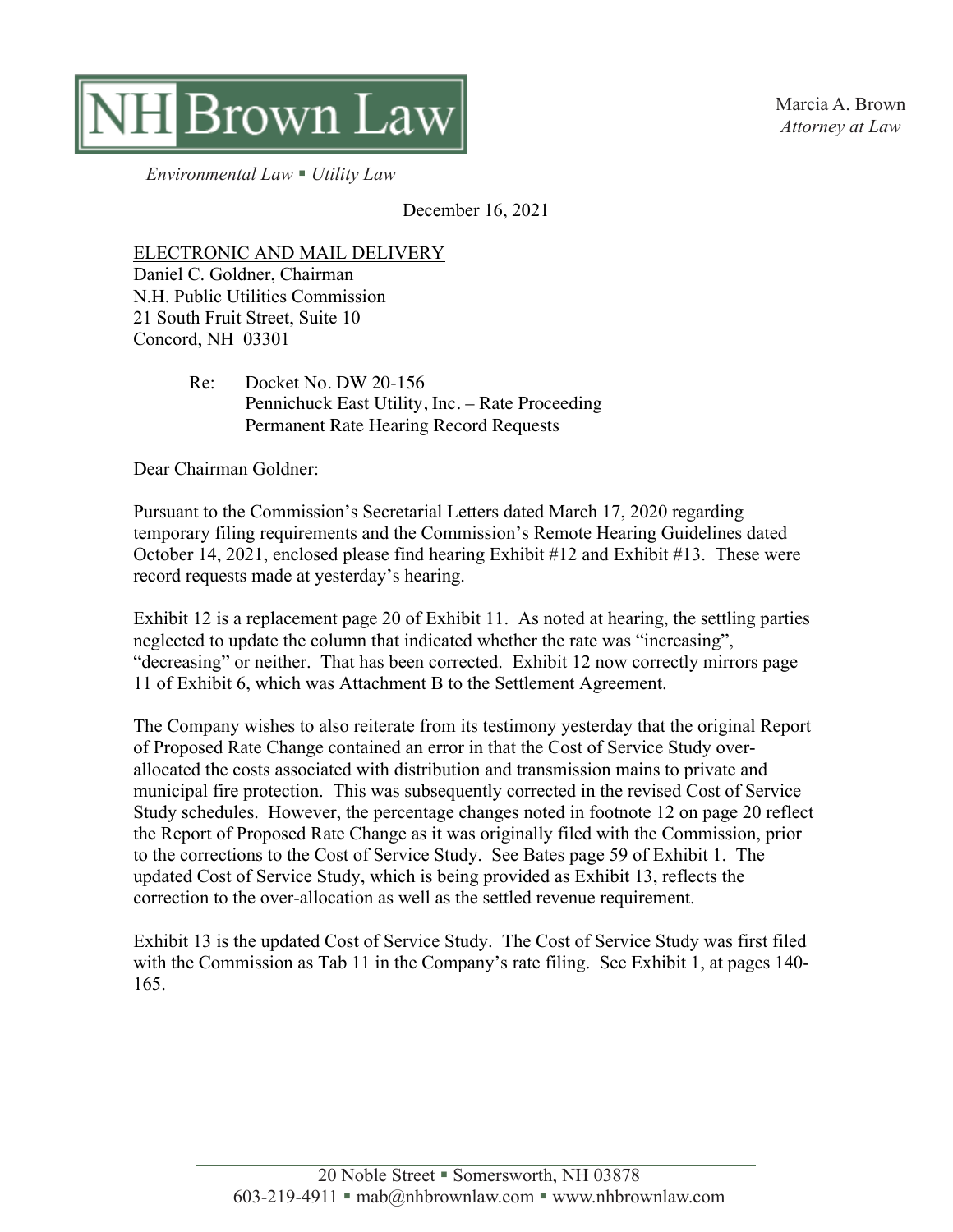**NH Brown Law**

*Environmental Law ▪ Utility Law*

Marcia A. Brown
*Attorney at Law*

December 16, 2021

ELECTRONIC AND MAIL DELIVERY
Daniel C. Goldner, Chairman
N.H. Public Utilities Commission
21 South Fruit Street, Suite 10
Concord, NH 03301

Re: Docket No. DW 20-156
Pennichuck East Utility, Inc. – Rate Proceeding
Permanent Rate Hearing Record Requests

Dear Chairman Goldner:

Pursuant to the Commission's Secretarial Letters dated March 17, 2020 regarding temporary filing requirements and the Commission's Remote Hearing Guidelines dated October 14, 2021, enclosed please find hearing Exhibit #12 and Exhibit #13. These were record requests made at yesterday's hearing.

Exhibit 12 is a replacement page 20 of Exhibit 11. As noted at hearing, the settling parties neglected to update the column that indicated whether the rate was "increasing", "decreasing" or neither. That has been corrected. Exhibit 12 now correctly mirrors page 11 of Exhibit 6, which was Attachment B to the Settlement Agreement.

The Company wishes to also reiterate from its testimony yesterday that the original Report of Proposed Rate Change contained an error in that the Cost of Service Study over-allocated the costs associated with distribution and transmission mains to private and municipal fire protection. This was subsequently corrected in the revised Cost of Service Study schedules. However, the percentage changes noted in footnote 12 on page 20 reflect the Report of Proposed Rate Change as it was originally filed with the Commission, prior to the corrections to the Cost of Service Study. See Bates page 59 of Exhibit 1. The updated Cost of Service Study, which is being provided as Exhibit 13, reflects the correction to the over-allocation as well as the settled revenue requirement.

Exhibit 13 is the updated Cost of Service Study. The Cost of Service Study was first filed with the Commission as Tab 11 in the Company's rate filing. See Exhibit 1, at pages 140-165.

20 Noble Street ▪ Somersworth, NH 03878
603-219-4911 ▪ mab@nhbrownlaw.com ▪ www.nhbrownlaw.com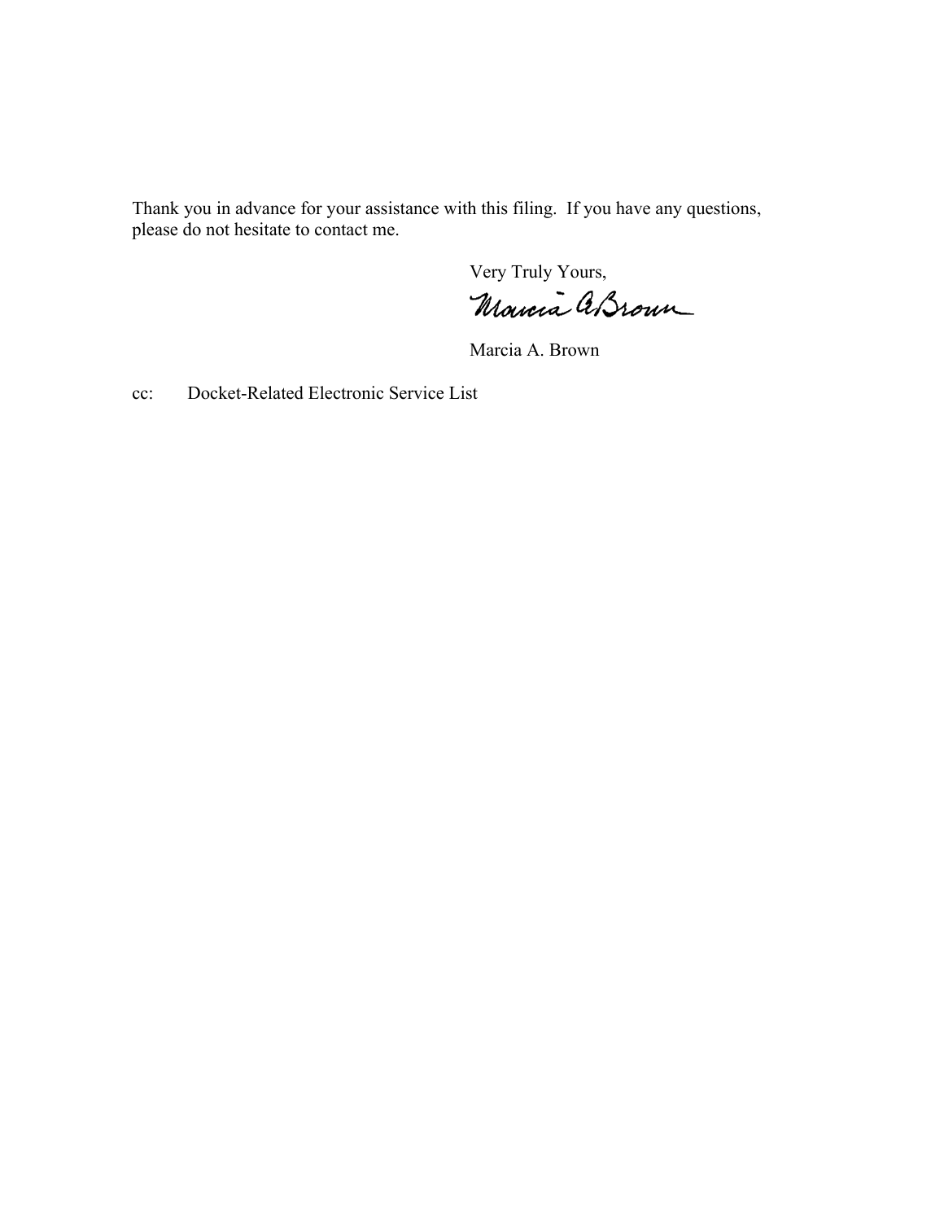Thank you in advance for your assistance with this filing. If you have any questions, please do not hesitate to contact me.

Very Truly Yours,

Marcia A. Brown

Marcia A. Brown

cc: Docket-Related Electronic Service List